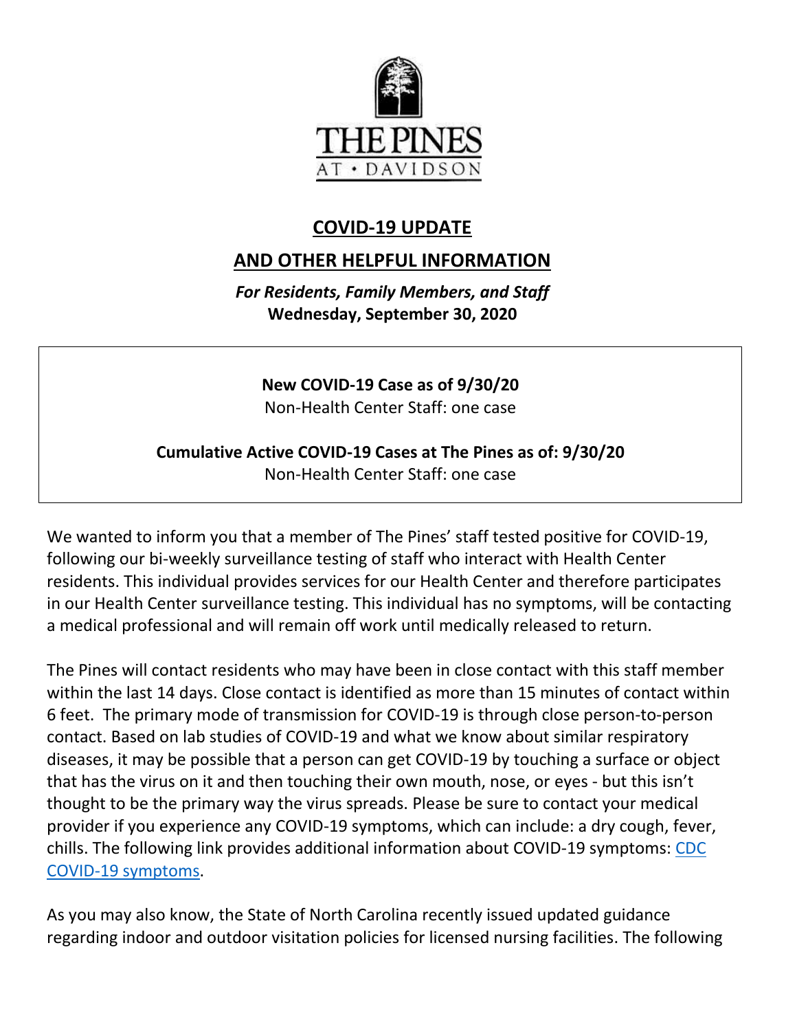THE PINES AT • DAVIDSON

## COVID-19 UPDATE

## AND OTHER HELPFUL INFORMATION

***For Residents, Family Members, and Staff***
**Wednesday, September 30, 2020**

**New COVID-19 Case as of 9/30/20**
Non-Health Center Staff: one case

**Cumulative Active COVID-19 Cases at The Pines as of: 9/30/20**
Non-Health Center Staff: one case

We wanted to inform you that a member of The Pines' staff tested positive for COVID-19, following our bi-weekly surveillance testing of staff who interact with Health Center residents. This individual provides services for our Health Center and therefore participates in our Health Center surveillance testing. This individual has no symptoms, will be contacting a medical professional and will remain off work until medically released to return.

The Pines will contact residents who may have been in close contact with this staff member within the last 14 days. Close contact is identified as more than 15 minutes of contact within 6 feet. The primary mode of transmission for COVID-19 is through close person-to-person contact. Based on lab studies of COVID-19 and what we know about similar respiratory diseases, it may be possible that a person can get COVID-19 by touching a surface or object that has the virus on it and then touching their own mouth, nose, or eyes - but this isn't thought to be the primary way the virus spreads. Please be sure to contact your medical provider if you experience any COVID-19 symptoms, which can include: a dry cough, fever, chills. The following link provides additional information about COVID-19 symptoms: CDC COVID-19 symptoms.

As you may also know, the State of North Carolina recently issued updated guidance regarding indoor and outdoor visitation policies for licensed nursing facilities. The following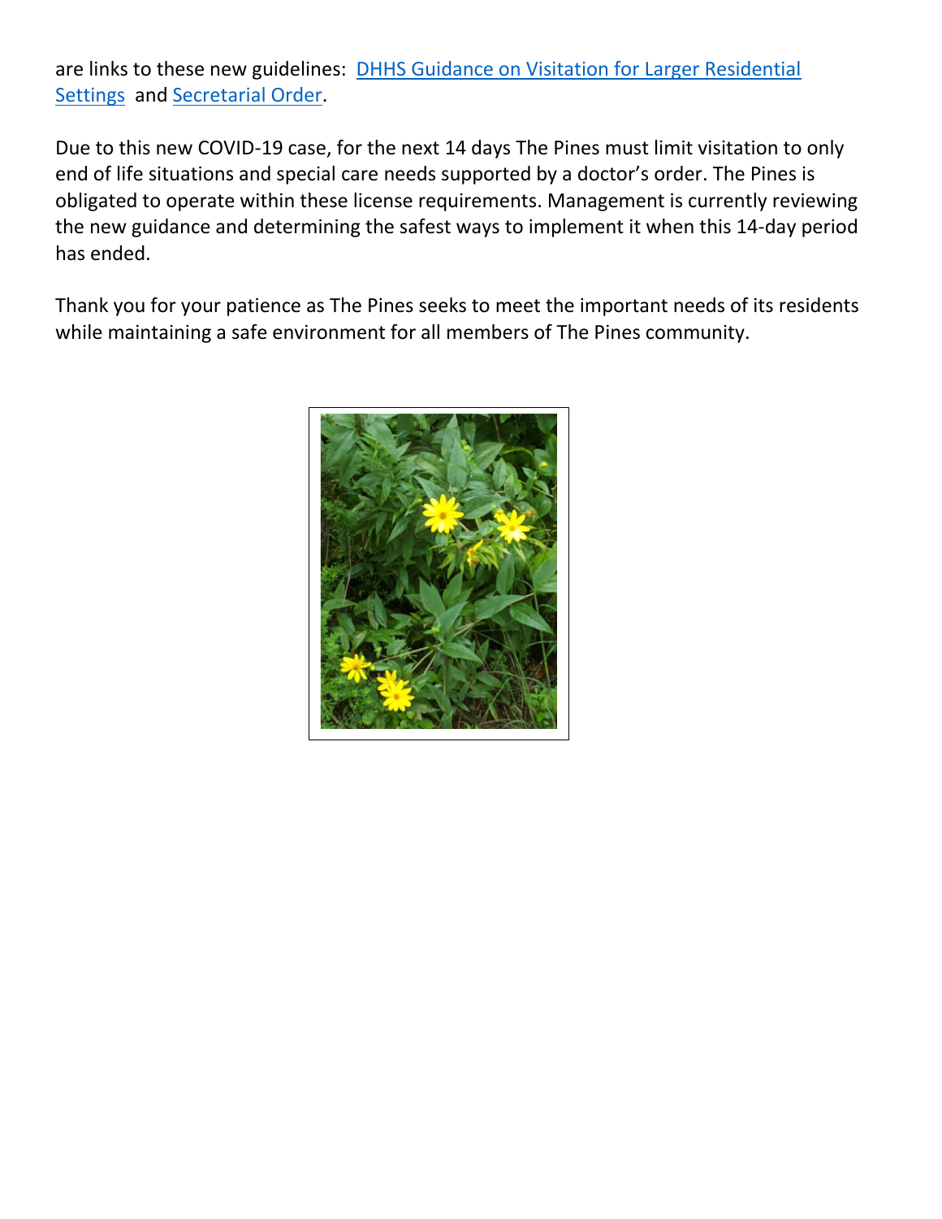are links to these new guidelines: [DHHS Guidance on Visitation for Larger Residential Settings] and [Secretarial Order].

Due to this new COVID-19 case, for the next 14 days The Pines must limit visitation to only end of life situations and special care needs supported by a doctor's order. The Pines is obligated to operate within these license requirements. Management is currently reviewing the new guidance and determining the safest ways to implement it when this 14-day period has ended.

Thank you for your patience as The Pines seeks to meet the important needs of its residents while maintaining a safe environment for all members of The Pines community.